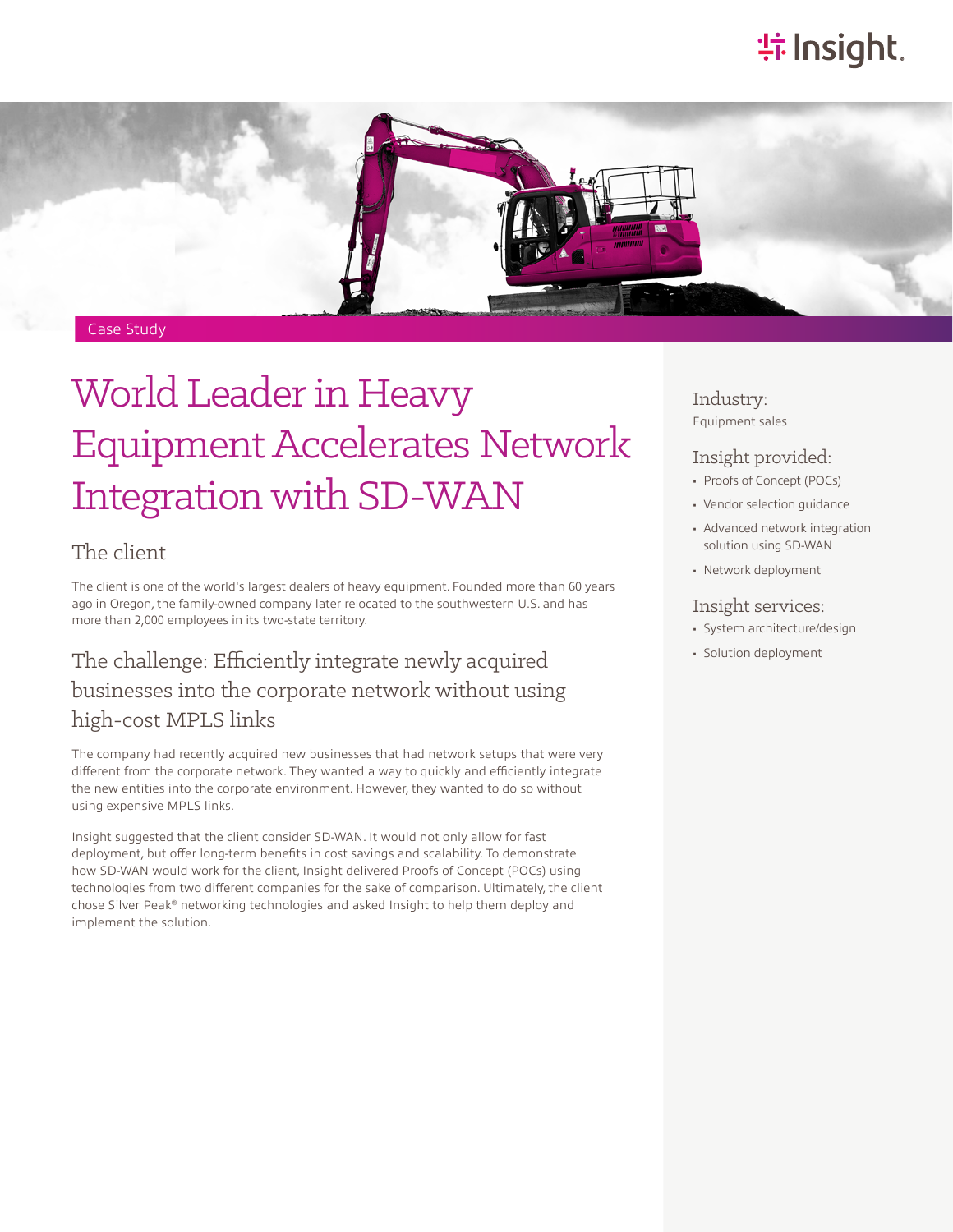Case Study

# World Leader in Heavy Equipment Accelerates Network Integration with SD-WAN

## The client

The client is one of the world's largest dealers of heavy equipment. Founded more than 60 years ago in Oregon, the family-owned company later relocated to the southwestern U.S. and has more than 2,000 employees in its two-state territory.

## The challenge: Efficiently integrate newly acquired businesses into the corporate network without using high-cost MPLS links

The company had recently acquired new businesses that had network setups that were very different from the corporate network. They wanted a way to quickly and efficiently integrate the new entities into the corporate environment. However, they wanted to do so without using expensive MPLS links.

Insight suggested that the client consider SD-WAN. It would not only allow for fast deployment, but offer long-term benefits in cost savings and scalability. To demonstrate how SD-WAN would work for the client, Insight delivered Proofs of Concept (POCs) using technologies from two different companies for the sake of comparison. Ultimately, the client chose Silver Peak® networking technologies and asked Insight to help them deploy and implement the solution.

### Industry:

Equipment sales

### Insight provided:

- Proofs of Concept (POCs)
- Vendor selection guidance
- Advanced network integration solution using SD-WAN
- Network deployment

### Insight services:

- System architecture/design
- Solution deployment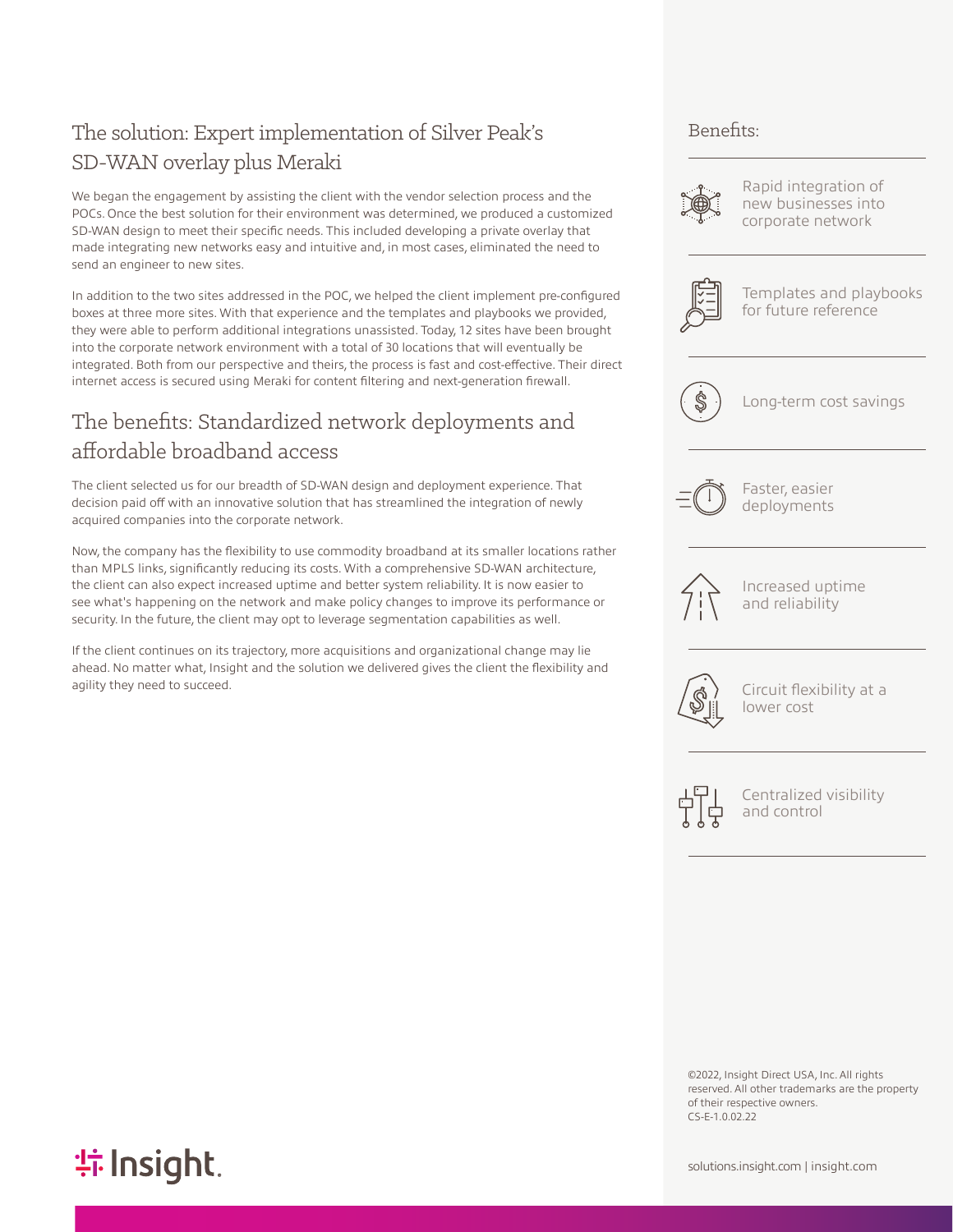## The solution: Expert implementation of Silver Peak's SD-WAN overlay plus Meraki

We began the engagement by assisting the client with the vendor selection process and the POCs. Once the best solution for their environment was determined, we produced a customized SD-WAN design to meet their specific needs. This included developing a private overlay that made integrating new networks easy and intuitive and, in most cases, eliminated the need to send an engineer to new sites.

In addition to the two sites addressed in the POC, we helped the client implement pre-configured boxes at three more sites. With that experience and the templates and playbooks we provided, they were able to perform additional integrations unassisted. Today, 12 sites have been brought into the corporate network environment with a total of 30 locations that will eventually be integrated. Both from our perspective and theirs, the process is fast and cost-effective. Their direct internet access is secured using Meraki for content filtering and next-generation firewall.

## The benefits: Standardized network deployments and affordable broadband access

The client selected us for our breadth of SD-WAN design and deployment experience. That decision paid off with an innovative solution that has streamlined the integration of newly acquired companies into the corporate network.

Now, the company has the flexibility to use commodity broadband at its smaller locations rather than MPLS links, significantly reducing its costs. With a comprehensive SD-WAN architecture, the client can also expect increased uptime and better system reliability. It is now easier to see what's happening on the network and make policy changes to improve its performance or security. In the future, the client may opt to leverage segmentation capabilities as well.

If the client continues on its trajectory, more acquisitions and organizational change may lie ahead. No matter what, Insight and the solution we delivered gives the client the flexibility and agility they need to succeed.

### Benefits:

- Rapid integration of new businesses into corporate network
- Templates and playbooks for future reference
- Long-term cost savings
- Faster, easier deployments
- Increased uptime and reliability
- Circuit flexibility at a lower cost
- Centralized visibility and control

©2022, Insight Direct USA, Inc. All rights reserved. All other trademarks are the property of their respective owners.
CS-E-1.0.02.22

Insight.

solutions.insight.com | insight.com